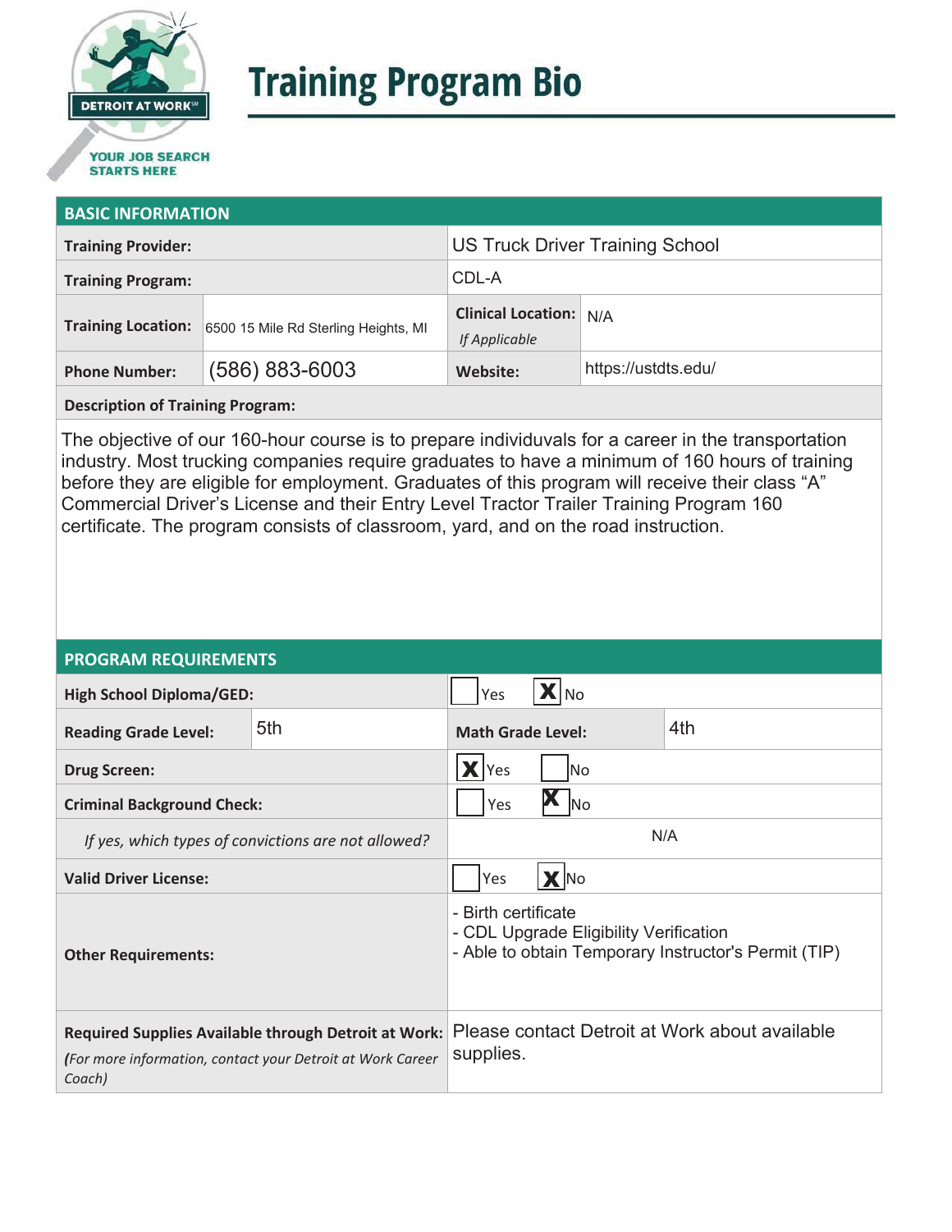# Training Program Bio

DETROIT AT WORK
YOUR JOB SEARCH STARTS HERE

## BASIC INFORMATION

| | | | |
|---|---|---|---|
| **Training Provider:** | | US Truck Driver Training School | |
| **Training Program:** | | CDL-A | |
| **Training Location:** | 6500 15 Mile Rd Sterling Heights, MI | **Clinical Location:** *If Applicable* | N/A |
| **Phone Number:** | (586) 883-6003 | **Website:** | https://ustdts.edu/ |

**Description of Training Program:**

The objective of our 160-hour course is to prepare individuvals for a career in the transportation industry. Most trucking companies require graduates to have a minimum of 160 hours of training before they are eligible for employment. Graduates of this program will receive their class "A" Commercial Driver's License and their Entry Level Tractor Trailer Training Program 160 certificate. The program consists of classroom, yard, and on the road instruction.

## PROGRAM REQUIREMENTS

| | | | |
|---|---|---|---|
| **High School Diploma/GED:** | | ☐ Yes ☒ No | |
| **Reading Grade Level:** | 5th | **Math Grade Level:** | 4th |
| **Drug Screen:** | | ☒ Yes ☐ No | |
| **Criminal Background Check:** | | ☐ Yes ☒ No | |
| *If yes, which types of convictions are not allowed?* | | N/A | |
| **Valid Driver License:** | | ☐ Yes ☒ No | |
| **Other Requirements:** | | - Birth certificate<br>- CDL Upgrade Eligibility Verification<br>- Able to obtain Temporary Instructor's Permit (TIP) | |
| **Required Supplies Available through Detroit at Work:** *(For more information, contact your Detroit at Work Career Coach)* | | Please contact Detroit at Work about available supplies. | |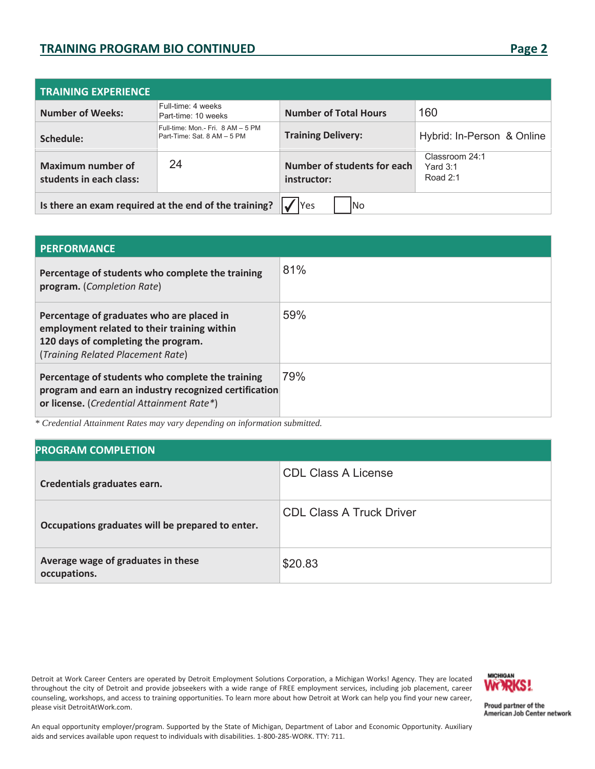## TRAINING PROGRAM BIO CONTINUED

### TRAINING EXPERIENCE

| | | | |
|---|---|---|---|
| **Number of Weeks:** | Full-time: 4 weeks<br>Part-time: 10 weeks | **Number of Total Hours** | 160 |
| **Schedule:** | Full-time: Mon.- Fri. 8 AM – 5 PM<br>Part-Time: Sat. 8 AM – 5 PM | **Training Delivery:** | Hybrid: In-Person & Online |
| **Maximum number of students in each class:** | 24 | **Number of students for each instructor:** | Classroom 24:1<br>Yard 3:1<br>Road 2:1 |
| **Is there an exam required at the end of the training?** | | ☑ Yes | ☐ No |

### PERFORMANCE

| | |
|---|---|
| **Percentage of students who complete the training program.** (*Completion Rate*) | 81% |
| **Percentage of graduates who are placed in employment related to their training within 120 days of completing the program.** (*Training Related Placement Rate*) | 59% |
| **Percentage of students who complete the training program and earn an industry recognized certification or license.** (*Credential Attainment Rate**) | 79% |

*\* Credential Attainment Rates may vary depending on information submitted.*

### PROGRAM COMPLETION

| | |
|---|---|
| **Credentials graduates earn.** | CDL Class A License |
| **Occupations graduates will be prepared to enter.** | CDL Class A Truck Driver |
| **Average wage of graduates in these occupations.** | $20.83 |

Detroit at Work Career Centers are operated by Detroit Employment Solutions Corporation, a Michigan Works! Agency. They are located throughout the city of Detroit and provide jobseekers with a wide range of FREE employment services, including job placement, career counseling, workshops, and access to training opportunities. To learn more about how Detroit at Work can help you find your new career, please visit DetroitAtWork.com.

MICHIGAN WORKS!
Proud partner of the American Job Center network

An equal opportunity employer/program. Supported by the State of Michigan, Department of Labor and Economic Opportunity. Auxiliary aids and services available upon request to individuals with disabilities. 1-800-285-WORK. TTY: 711.